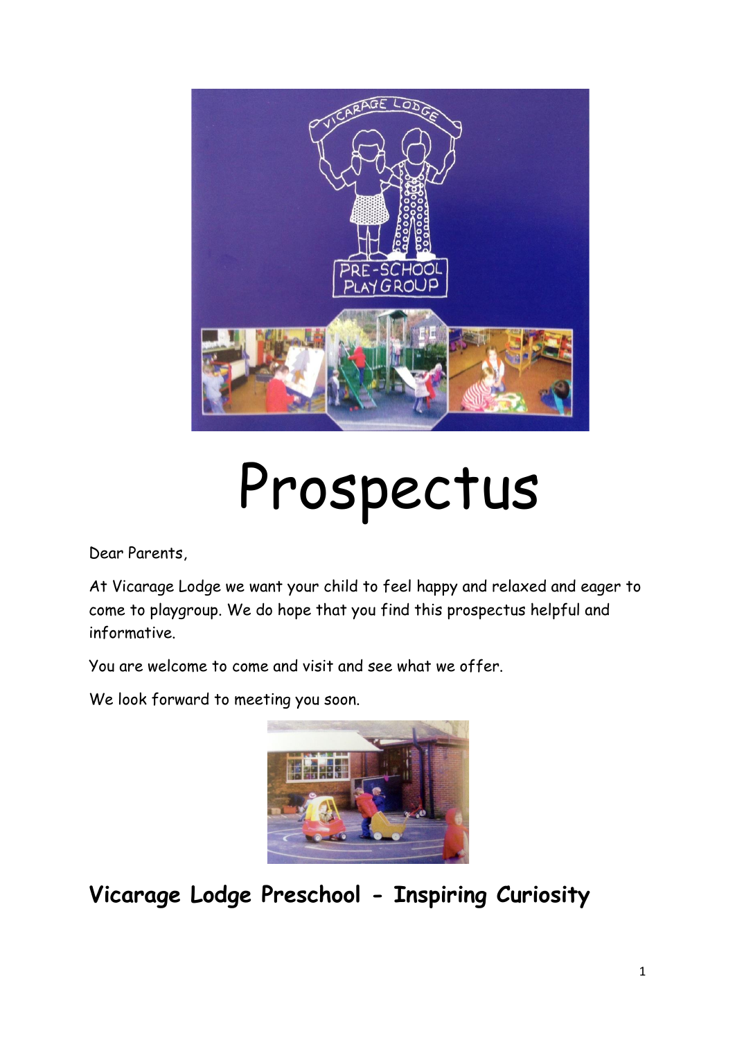# Prospectus

Dear Parents,

At Vicarage Lodge we want your child to feel happy and relaxed and eager to come to playgroup. We do hope that you find this prospectus helpful and informative.

You are welcome to come and visit and see what we offer.

We look forward to meeting you soon.

## Vicarage Lodge Preschool - Inspiring Curiosity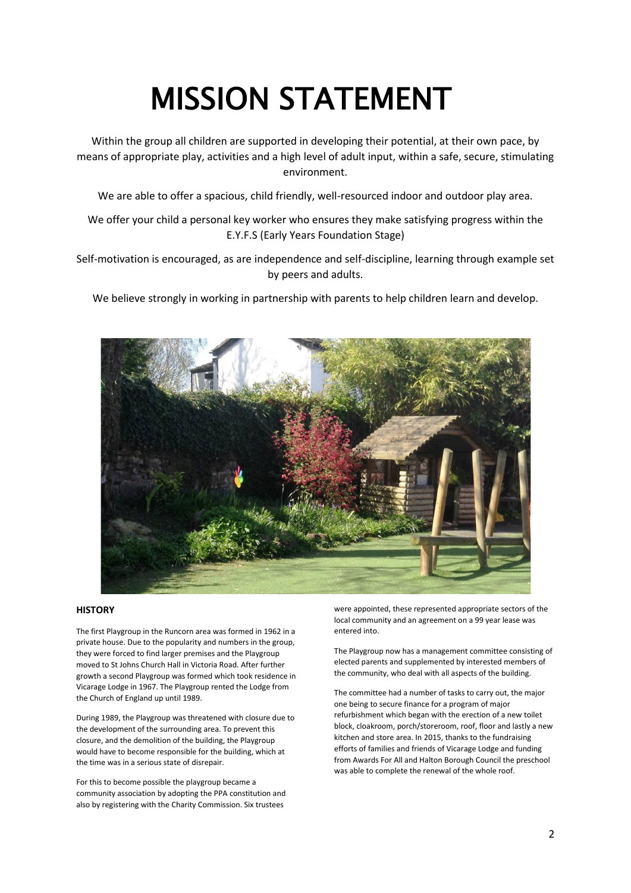# MISSION STATEMENT

Within the group all children are supported in developing their potential, at their own pace, by means of appropriate play, activities and a high level of adult input, within a safe, secure, stimulating environment.

We are able to offer a spacious, child friendly, well-resourced indoor and outdoor play area.

We offer your child a personal key worker who ensures they make satisfying progress within the E.Y.F.S (Early Years Foundation Stage)

Self-motivation is encouraged, as are independence and self-discipline, learning through example set by peers and adults.

We believe strongly in working in partnership with parents to help children learn and develop.

**HISTORY**

The first Playgroup in the Runcorn area was formed in 1962 in a private house. Due to the popularity and numbers in the group, they were forced to find larger premises and the Playgroup moved to St Johns Church Hall in Victoria Road. After further growth a second Playgroup was formed which took residence in Vicarage Lodge in 1967. The Playgroup rented the Lodge from the Church of England up until 1989.

During 1989, the Playgroup was threatened with closure due to the development of the surrounding area. To prevent this closure, and the demolition of the building, the Playgroup would have to become responsible for the building, which at the time was in a serious state of disrepair.

For this to become possible the playgroup became a community association by adopting the PPA constitution and also by registering with the Charity Commission. Six trustees were appointed, these represented appropriate sectors of the local community and an agreement on a 99 year lease was entered into.

The Playgroup now has a management committee consisting of elected parents and supplemented by interested members of the community, who deal with all aspects of the building.

The committee had a number of tasks to carry out, the major one being to secure finance for a program of major refurbishment which began with the erection of a new toilet block, cloakroom, porch/storeroom, roof, floor and lastly a new kitchen and store area. In 2015, thanks to the fundraising efforts of families and friends of Vicarage Lodge and funding from Awards For All and Halton Borough Council the preschool was able to complete the renewal of the whole roof.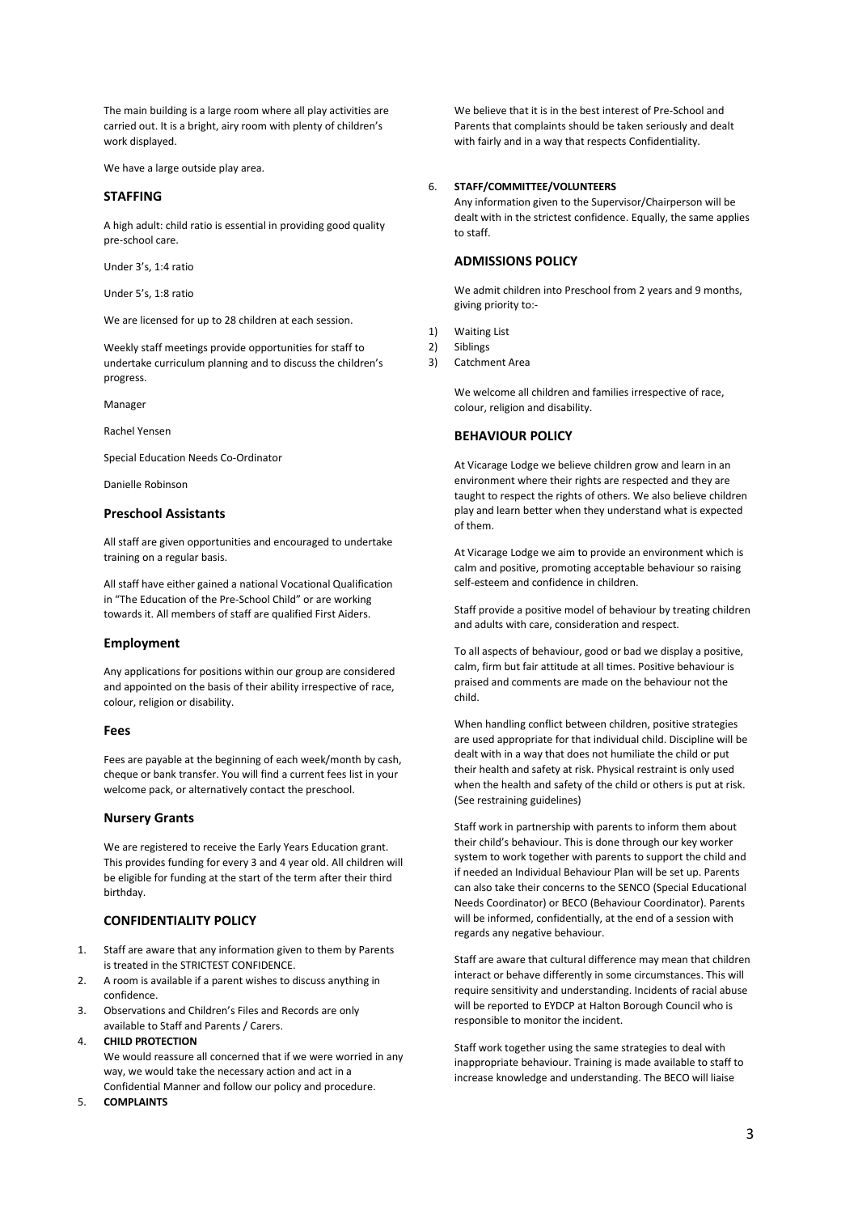The main building is a large room where all play activities are carried out. It is a bright, airy room with plenty of children's work displayed.

We have a large outside play area.

## STAFFING

A high adult: child ratio is essential in providing good quality pre-school care.

Under 3's, 1:4 ratio

Under 5's, 1:8 ratio

We are licensed for up to 28 children at each session.

Weekly staff meetings provide opportunities for staff to undertake curriculum planning and to discuss the children's progress.

Manager

Rachel Yensen

Special Education Needs Co-Ordinator

Danielle Robinson

### Preschool Assistants

All staff are given opportunities and encouraged to undertake training on a regular basis.

All staff have either gained a national Vocational Qualification in "The Education of the Pre-School Child" or are working towards it. All members of staff are qualified First Aiders.

### Employment

Any applications for positions within our group are considered and appointed on the basis of their ability irrespective of race, colour, religion or disability.

### Fees

Fees are payable at the beginning of each week/month by cash, cheque or bank transfer. You will find a current fees list in your welcome pack, or alternatively contact the preschool.

### Nursery Grants

We are registered to receive the Early Years Education grant. This provides funding for every 3 and 4 year old. All children will be eligible for funding at the start of the term after their third birthday.

## CONFIDENTIALITY POLICY

1. Staff are aware that any information given to them by Parents is treated in the STRICTEST CONFIDENCE.
2. A room is available if a parent wishes to discuss anything in confidence.
3. Observations and Children's Files and Records are only available to Staff and Parents / Carers.
4. **CHILD PROTECTION**
   We would reassure all concerned that if we were worried in any way, we would take the necessary action and act in a Confidential Manner and follow our policy and procedure.
5. **COMPLAINTS**
   We believe that it is in the best interest of Pre-School and Parents that complaints should be taken seriously and dealt with fairly and in a way that respects Confidentiality.
6. **STAFF/COMMITTEE/VOLUNTEERS**
   Any information given to the Supervisor/Chairperson will be dealt with in the strictest confidence. Equally, the same applies to staff.

## ADMISSIONS POLICY

We admit children into Preschool from 2 years and 9 months, giving priority to:-

1) Waiting List
2) Siblings
3) Catchment Area

We welcome all children and families irrespective of race, colour, religion and disability.

## BEHAVIOUR POLICY

At Vicarage Lodge we believe children grow and learn in an environment where their rights are respected and they are taught to respect the rights of others. We also believe children play and learn better when they understand what is expected of them.

At Vicarage Lodge we aim to provide an environment which is calm and positive, promoting acceptable behaviour so raising self-esteem and confidence in children.

Staff provide a positive model of behaviour by treating children and adults with care, consideration and respect.

To all aspects of behaviour, good or bad we display a positive, calm, firm but fair attitude at all times. Positive behaviour is praised and comments are made on the behaviour not the child.

When handling conflict between children, positive strategies are used appropriate for that individual child. Discipline will be dealt with in a way that does not humiliate the child or put their health and safety at risk. Physical restraint is only used when the health and safety of the child or others is put at risk. (See restraining guidelines)

Staff work in partnership with parents to inform them about their child's behaviour. This is done through our key worker system to work together with parents to support the child and if needed an Individual Behaviour Plan will be set up. Parents can also take their concerns to the SENCO (Special Educational Needs Coordinator) or BECO (Behaviour Coordinator). Parents will be informed, confidentially, at the end of a session with regards any negative behaviour.

Staff are aware that cultural difference may mean that children interact or behave differently in some circumstances. This will require sensitivity and understanding. Incidents of racial abuse will be reported to EYDCP at Halton Borough Council who is responsible to monitor the incident.

Staff work together using the same strategies to deal with inappropriate behaviour. Training is made available to staff to increase knowledge and understanding. The BECO will liaise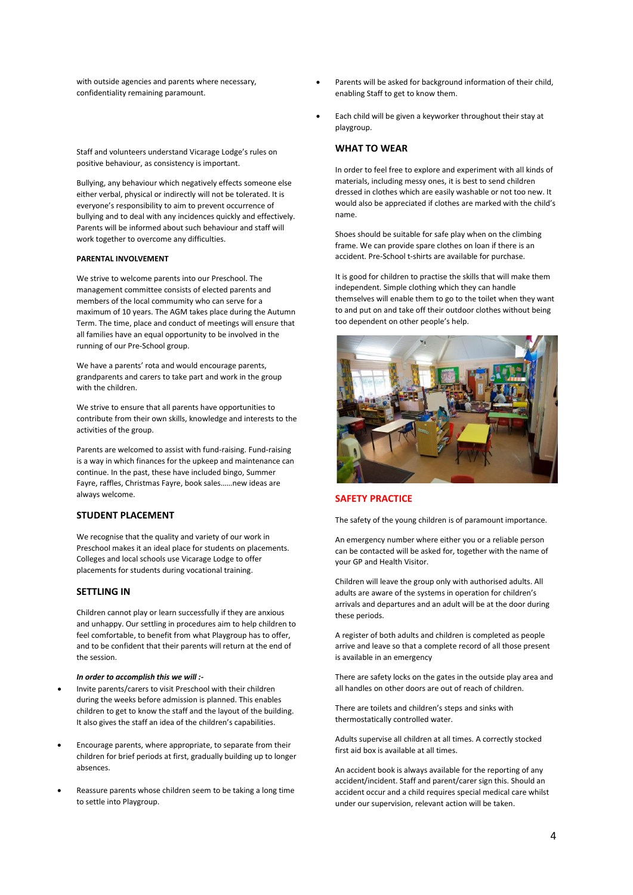with outside agencies and parents where necessary, confidentiality remaining paramount.

Staff and volunteers understand Vicarage Lodge's rules on positive behaviour, as consistency is important.

Bullying, any behaviour which negatively effects someone else either verbal, physical or indirectly will not be tolerated. It is everyone's responsibility to aim to prevent occurrence of bullying and to deal with any incidences quickly and effectively. Parents will be informed about such behaviour and staff will work together to overcome any difficulties.

#### PARENTAL INVOLVEMENT

We strive to welcome parents into our Preschool. The management committee consists of elected parents and members of the local community who can serve for a maximum of 10 years. The AGM takes place during the Autumn Term. The time, place and conduct of meetings will ensure that all families have an equal opportunity to be involved in the running of our Pre-School group.

We have a parents' rota and would encourage parents, grandparents and carers to take part and work in the group with the children.

We strive to ensure that all parents have opportunities to contribute from their own skills, knowledge and interests to the activities of the group.

Parents are welcomed to assist with fund-raising. Fund-raising is a way in which finances for the upkeep and maintenance can continue. In the past, these have included bingo, Summer Fayre, raffles, Christmas Fayre, book sales……new ideas are always welcome.

### STUDENT PLACEMENT

We recognise that the quality and variety of our work in Preschool makes it an ideal place for students on placements. Colleges and local schools use Vicarage Lodge to offer placements for students during vocational training.

### SETTLING IN

Children cannot play or learn successfully if they are anxious and unhappy. Our settling in procedures aim to help children to feel comfortable, to benefit from what Playgroup has to offer, and to be confident that their parents will return at the end of the session.

***In order to accomplish this we will :-***

- Invite parents/carers to visit Preschool with their children during the weeks before admission is planned. This enables children to get to know the staff and the layout of the building. It also gives the staff an idea of the children's capabilities.
- Encourage parents, where appropriate, to separate from their children for brief periods at first, gradually building up to longer absences.
- Reassure parents whose children seem to be taking a long time to settle into Playgroup.
- Parents will be asked for background information of their child, enabling Staff to get to know them.
- Each child will be given a keyworker throughout their stay at playgroup.

### WHAT TO WEAR

In order to feel free to explore and experiment with all kinds of materials, including messy ones, it is best to send children dressed in clothes which are easily washable or not too new. It would also be appreciated if clothes are marked with the child's name.

Shoes should be suitable for safe play when on the climbing frame. We can provide spare clothes on loan if there is an accident. Pre-School t-shirts are available for purchase.

It is good for children to practise the skills that will make them independent. Simple clothing which they can handle themselves will enable them to go to the toilet when they want to and put on and take off their outdoor clothes without being too dependent on other people's help.

### SAFETY PRACTICE

The safety of the young children is of paramount importance.

An emergency number where either you or a reliable person can be contacted will be asked for, together with the name of your GP and Health Visitor.

Children will leave the group only with authorised adults. All adults are aware of the systems in operation for children's arrivals and departures and an adult will be at the door during these periods.

A register of both adults and children is completed as people arrive and leave so that a complete record of all those present is available in an emergency

There are safety locks on the gates in the outside play area and all handles on other doors are out of reach of children.

There are toilets and children's steps and sinks with thermostatically controlled water.

Adults supervise all children at all times. A correctly stocked first aid box is available at all times.

An accident book is always available for the reporting of any accident/incident. Staff and parent/carer sign this. Should an accident occur and a child requires special medical care whilst under our supervision, relevant action will be taken.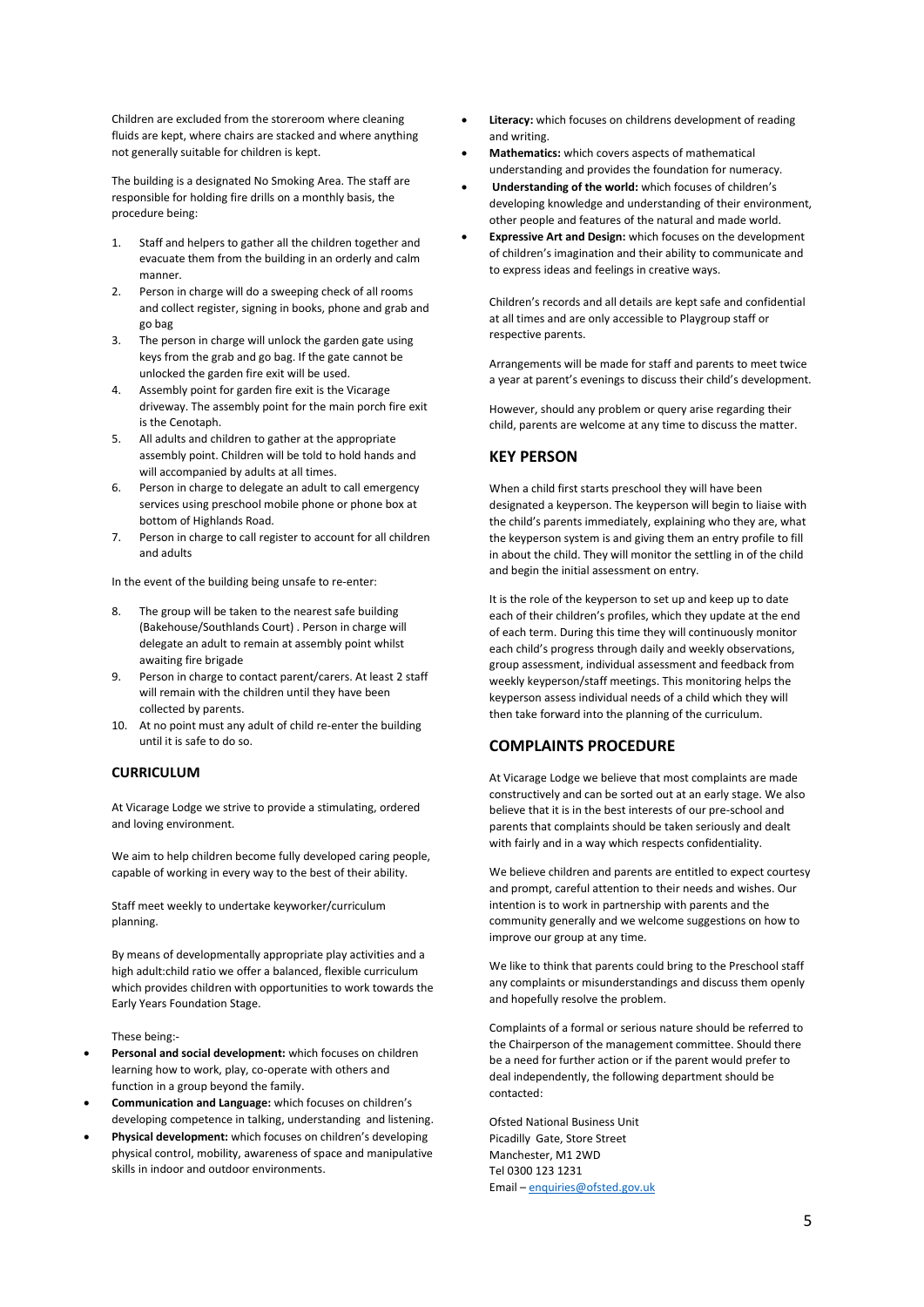Children are excluded from the storeroom where cleaning fluids are kept, where chairs are stacked and where anything not generally suitable for children is kept.

The building is a designated No Smoking Area. The staff are responsible for holding fire drills on a monthly basis, the procedure being:

1. Staff and helpers to gather all the children together and evacuate them from the building in an orderly and calm manner.
2. Person in charge will do a sweeping check of all rooms and collect register, signing in books, phone and grab and go bag
3. The person in charge will unlock the garden gate using keys from the grab and go bag. If the gate cannot be unlocked the garden fire exit will be used.
4. Assembly point for garden fire exit is the Vicarage driveway. The assembly point for the main porch fire exit is the Cenotaph.
5. All adults and children to gather at the appropriate assembly point. Children will be told to hold hands and will accompanied by adults at all times.
6. Person in charge to delegate an adult to call emergency services using preschool mobile phone or phone box at bottom of Highlands Road.
7. Person in charge to call register to account for all children and adults

In the event of the building being unsafe to re-enter:

8. The group will be taken to the nearest safe building (Bakehouse/Southlands Court) . Person in charge will delegate an adult to remain at assembly point whilst awaiting fire brigade
9. Person in charge to contact parent/carers. At least 2 staff will remain with the children until they have been collected by parents.
10. At no point must any adult of child re-enter the building until it is safe to do so.

## CURRICULUM

At Vicarage Lodge we strive to provide a stimulating, ordered and loving environment.

We aim to help children become fully developed caring people, capable of working in every way to the best of their ability.

Staff meet weekly to undertake keyworker/curriculum planning.

By means of developmentally appropriate play activities and a high adult:child ratio we offer a balanced, flexible curriculum which provides children with opportunities to work towards the Early Years Foundation Stage.

These being:-

- **Personal and social development:** which focuses on children learning how to work, play, co-operate with others and function in a group beyond the family.
- **Communication and Language:** which focuses on children's developing competence in talking, understanding and listening.
- **Physical development:** which focuses on children's developing physical control, mobility, awareness of space and manipulative skills in indoor and outdoor environments.
- **Literacy:** which focuses on childrens development of reading and writing.
- **Mathematics:** which covers aspects of mathematical understanding and provides the foundation for numeracy.
- **Understanding of the world:** which focuses of children's developing knowledge and understanding of their environment, other people and features of the natural and made world.
- **Expressive Art and Design:** which focuses on the development of children's imagination and their ability to communicate and to express ideas and feelings in creative ways.

Children's records and all details are kept safe and confidential at all times and are only accessible to Playgroup staff or respective parents.

Arrangements will be made for staff and parents to meet twice a year at parent's evenings to discuss their child's development.

However, should any problem or query arise regarding their child, parents are welcome at any time to discuss the matter.

## KEY PERSON

When a child first starts preschool they will have been designated a keyperson. The keyperson will begin to liaise with the child's parents immediately, explaining who they are, what the keyperson system is and giving them an entry profile to fill in about the child. They will monitor the settling in of the child and begin the initial assessment on entry.

It is the role of the keyperson to set up and keep up to date each of their children's profiles, which they update at the end of each term. During this time they will continuously monitor each child's progress through daily and weekly observations, group assessment, individual assessment and feedback from weekly keyperson/staff meetings. This monitoring helps the keyperson assess individual needs of a child which they will then take forward into the planning of the curriculum.

## COMPLAINTS PROCEDURE

At Vicarage Lodge we believe that most complaints are made constructively and can be sorted out at an early stage. We also believe that it is in the best interests of our pre-school and parents that complaints should be taken seriously and dealt with fairly and in a way which respects confidentiality.

We believe children and parents are entitled to expect courtesy and prompt, careful attention to their needs and wishes. Our intention is to work in partnership with parents and the community generally and we welcome suggestions on how to improve our group at any time.

We like to think that parents could bring to the Preschool staff any complaints or misunderstandings and discuss them openly and hopefully resolve the problem.

Complaints of a formal or serious nature should be referred to the Chairperson of the management committee. Should there be a need for further action or if the parent would prefer to deal independently, the following department should be contacted:

Ofsted National Business Unit
Picadilly Gate, Store Street
Manchester, M1 2WD
Tel 0300 123 1231
Email – enquiries@ofsted.gov.uk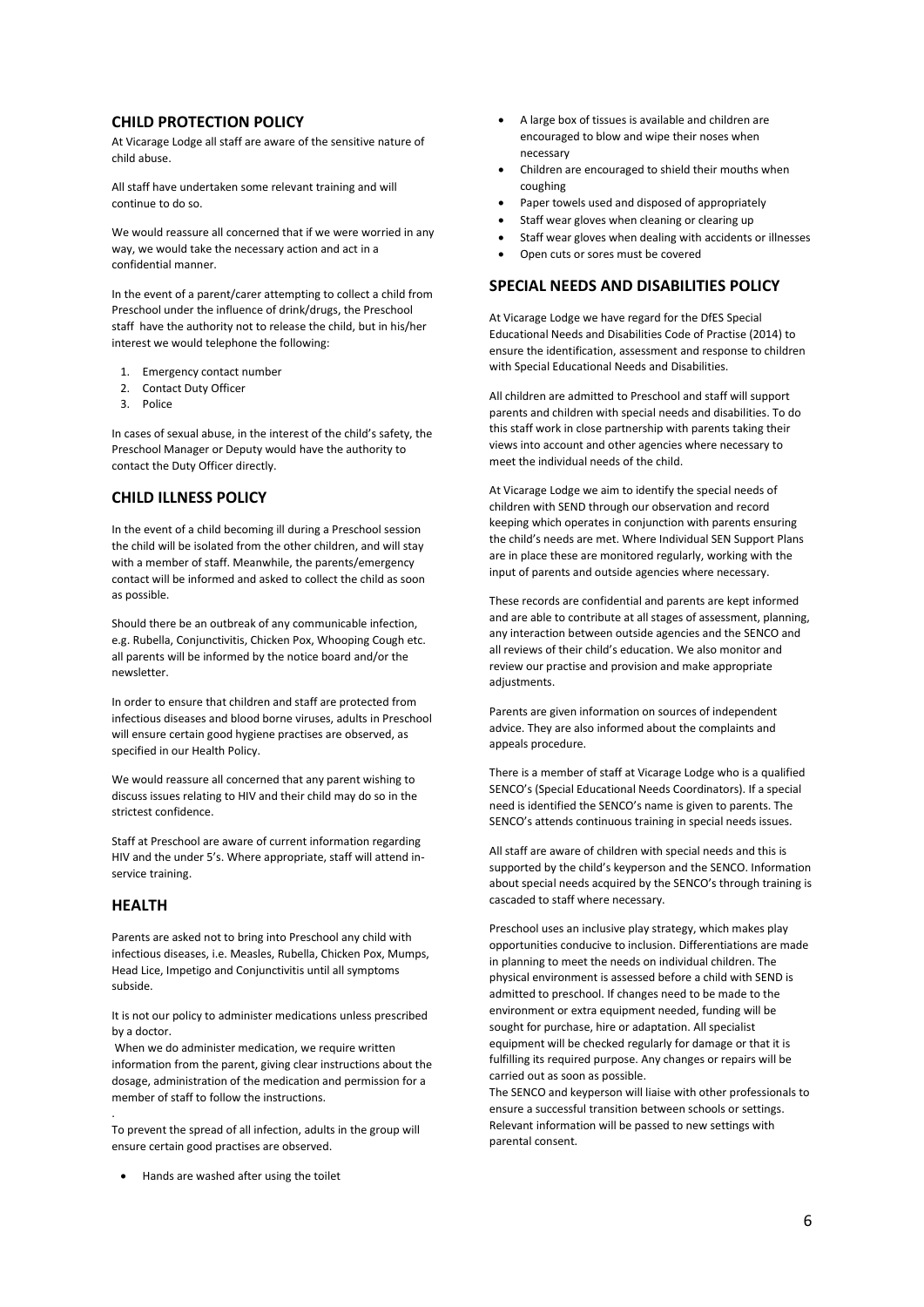## CHILD PROTECTION POLICY

At Vicarage Lodge all staff are aware of the sensitive nature of child abuse.

All staff have undertaken some relevant training and will continue to do so.

We would reassure all concerned that if we were worried in any way, we would take the necessary action and act in a confidential manner.

In the event of a parent/carer attempting to collect a child from Preschool under the influence of drink/drugs, the Preschool staff have the authority not to release the child, but in his/her interest we would telephone the following:

1. Emergency contact number
2. Contact Duty Officer
3. Police

In cases of sexual abuse, in the interest of the child's safety, the Preschool Manager or Deputy would have the authority to contact the Duty Officer directly.

## CHILD ILLNESS POLICY

In the event of a child becoming ill during a Preschool session the child will be isolated from the other children, and will stay with a member of staff. Meanwhile, the parents/emergency contact will be informed and asked to collect the child as soon as possible.

Should there be an outbreak of any communicable infection, e.g. Rubella, Conjunctivitis, Chicken Pox, Whooping Cough etc. all parents will be informed by the notice board and/or the newsletter.

In order to ensure that children and staff are protected from infectious diseases and blood borne viruses, adults in Preschool will ensure certain good hygiene practises are observed, as specified in our Health Policy.

We would reassure all concerned that any parent wishing to discuss issues relating to HIV and their child may do so in the strictest confidence.

Staff at Preschool are aware of current information regarding HIV and the under 5's. Where appropriate, staff will attend in-service training.

## HEALTH

Parents are asked not to bring into Preschool any child with infectious diseases, i.e. Measles, Rubella, Chicken Pox, Mumps, Head Lice, Impetigo and Conjunctivitis until all symptoms subside.

It is not our policy to administer medications unless prescribed by a doctor.

When we do administer medication, we require written information from the parent, giving clear instructions about the dosage, administration of the medication and permission for a member of staff to follow the instructions.

.

To prevent the spread of all infection, adults in the group will ensure certain good practises are observed.

- Hands are washed after using the toilet
- A large box of tissues is available and children are encouraged to blow and wipe their noses when necessary
- Children are encouraged to shield their mouths when coughing
- Paper towels used and disposed of appropriately
- Staff wear gloves when cleaning or clearing up
- Staff wear gloves when dealing with accidents or illnesses
- Open cuts or sores must be covered

## SPECIAL NEEDS AND DISABILITIES POLICY

At Vicarage Lodge we have regard for the DfES Special Educational Needs and Disabilities Code of Practise (2014) to ensure the identification, assessment and response to children with Special Educational Needs and Disabilities.

All children are admitted to Preschool and staff will support parents and children with special needs and disabilities. To do this staff work in close partnership with parents taking their views into account and other agencies where necessary to meet the individual needs of the child.

At Vicarage Lodge we aim to identify the special needs of children with SEND through our observation and record keeping which operates in conjunction with parents ensuring the child's needs are met. Where Individual SEN Support Plans are in place these are monitored regularly, working with the input of parents and outside agencies where necessary.

These records are confidential and parents are kept informed and are able to contribute at all stages of assessment, planning, any interaction between outside agencies and the SENCO and all reviews of their child's education. We also monitor and review our practise and provision and make appropriate adjustments.

Parents are given information on sources of independent advice. They are also informed about the complaints and appeals procedure.

There is a member of staff at Vicarage Lodge who is a qualified SENCO's (Special Educational Needs Coordinators). If a special need is identified the SENCO's name is given to parents. The SENCO's attends continuous training in special needs issues.

All staff are aware of children with special needs and this is supported by the child's keyperson and the SENCO. Information about special needs acquired by the SENCO's through training is cascaded to staff where necessary.

Preschool uses an inclusive play strategy, which makes play opportunities conducive to inclusion. Differentiations are made in planning to meet the needs on individual children. The physical environment is assessed before a child with SEND is admitted to preschool. If changes need to be made to the environment or extra equipment needed, funding will be sought for purchase, hire or adaptation. All specialist equipment will be checked regularly for damage or that it is fulfilling its required purpose. Any changes or repairs will be carried out as soon as possible.

The SENCO and keyperson will liaise with other professionals to ensure a successful transition between schools or settings. Relevant information will be passed to new settings with parental consent.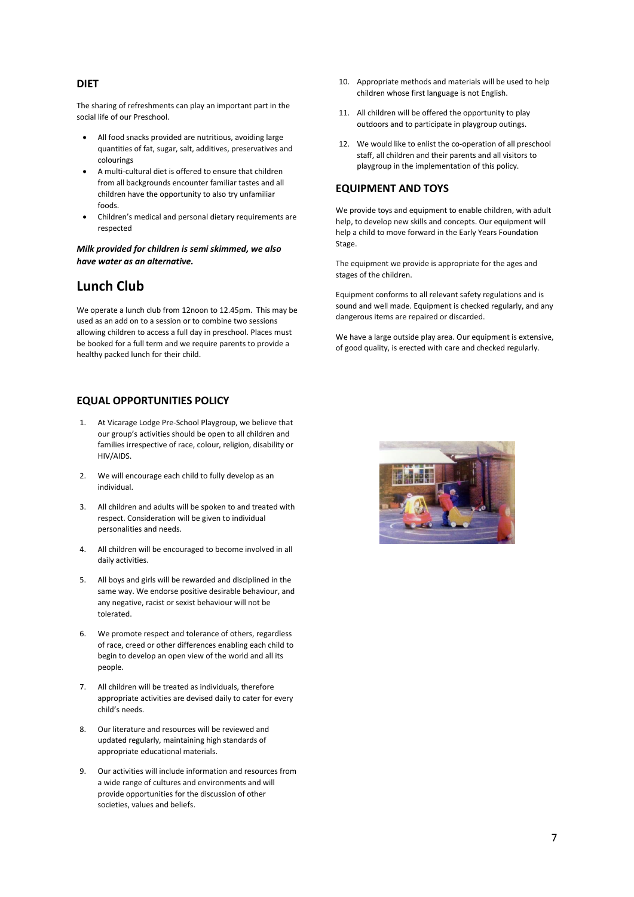## DIET

The sharing of refreshments can play an important part in the social life of our Preschool.

- All food snacks provided are nutritious, avoiding large quantities of fat, sugar, salt, additives, preservatives and colourings
- A multi-cultural diet is offered to ensure that children from all backgrounds encounter familiar tastes and all children have the opportunity to also try unfamiliar foods.
- Children's medical and personal dietary requirements are respected

***Milk provided for children is semi skimmed, we also have water as an alternative.***

# Lunch Club

We operate a lunch club from 12noon to 12.45pm. This may be used as an add on to a session or to combine two sessions allowing children to access a full day in preschool. Places must be booked for a full term and we require parents to provide a healthy packed lunch for their child.

## EQUAL OPPORTUNITIES POLICY

1. At Vicarage Lodge Pre-School Playgroup, we believe that our group's activities should be open to all children and families irrespective of race, colour, religion, disability or HIV/AIDS.
2. We will encourage each child to fully develop as an individual.
3. All children and adults will be spoken to and treated with respect. Consideration will be given to individual personalities and needs.
4. All children will be encouraged to become involved in all daily activities.
5. All boys and girls will be rewarded and disciplined in the same way. We endorse positive desirable behaviour, and any negative, racist or sexist behaviour will not be tolerated.
6. We promote respect and tolerance of others, regardless of race, creed or other differences enabling each child to begin to develop an open view of the world and all its people.
7. All children will be treated as individuals, therefore appropriate activities are devised daily to cater for every child's needs.
8. Our literature and resources will be reviewed and updated regularly, maintaining high standards of appropriate educational materials.
9. Our activities will include information and resources from a wide range of cultures and environments and will provide opportunities for the discussion of other societies, values and beliefs.
10. Appropriate methods and materials will be used to help children whose first language is not English.
11. All children will be offered the opportunity to play outdoors and to participate in playgroup outings.
12. We would like to enlist the co-operation of all preschool staff, all children and their parents and all visitors to playgroup in the implementation of this policy.

## EQUIPMENT AND TOYS

We provide toys and equipment to enable children, with adult help, to develop new skills and concepts. Our equipment will help a child to move forward in the Early Years Foundation Stage.

The equipment we provide is appropriate for the ages and stages of the children.

Equipment conforms to all relevant safety regulations and is sound and well made. Equipment is checked regularly, and any dangerous items are repaired or discarded.

We have a large outside play area. Our equipment is extensive, of good quality, is erected with care and checked regularly.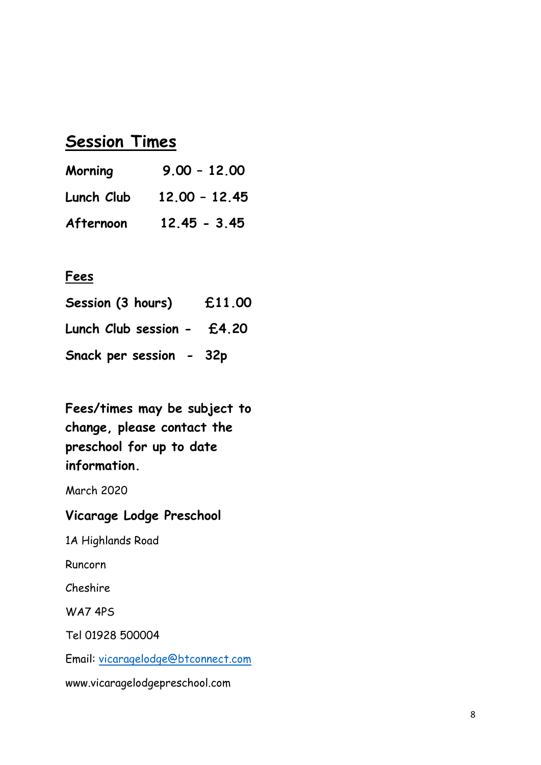## Session Times

| | |
|---|---|
| **Morning** | **9.00 – 12.00** |
| **Lunch Club** | **12.00 – 12.45** |
| **Afternoon** | **12.45 - 3.45** |

### Fees

| | |
|---|---|
| **Session (3 hours)** | **£11.00** |
| **Lunch Club session -** | **£4.20** |
| **Snack per session -** | **32p** |

**Fees/times may be subject to change, please contact the preschool for up to date information.**

March 2020

**Vicarage Lodge Preschool**

1A Highlands Road

Runcorn

Cheshire

WA7 4PS

Tel 01928 500004

Email: vicaragelodge@btconnect.com

www.vicaragelodgepreschool.com